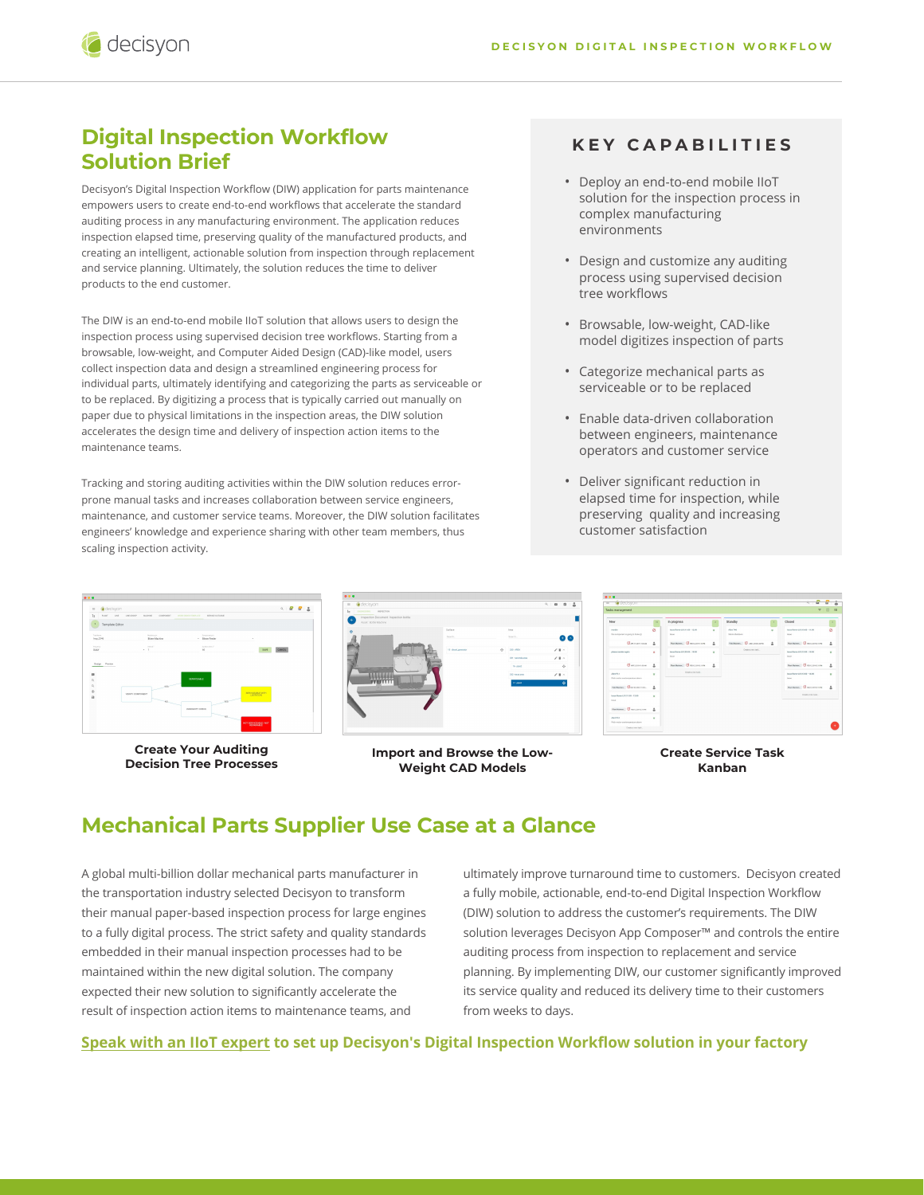# Digital Inspection Workflow Solution Brief

Decisyon's Digital Inspection Workflow (DIW) application for parts maintenance empowers users to create end-to-end workflows that accelerate the standard auditing process in any manufacturing environment. The application reduces inspection elapsed time, preserving quality of the manufactured products, and creating an intelligent, actionable solution from inspection through replacement and service planning. Ultimately, the solution reduces the time to deliver products to the end customer.

The DIW is an end-to-end mobile IIoT solution that allows users to design the inspection process using supervised decision tree workflows. Starting from a browsable, low-weight, and Computer Aided Design (CAD)-like model, users collect inspection data and design a streamlined engineering process for individual parts, ultimately identifying and categorizing the parts as serviceable or to be replaced. By digitizing a process that is typically carried out manually on paper due to physical limitations in the inspection areas, the DIW solution accelerates the design time and delivery of inspection action items to the maintenance teams.

Tracking and storing auditing activities within the DIW solution reduces error-prone manual tasks and increases collaboration between service engineers, maintenance, and customer service teams. Moreover, the DIW solution facilitates engineers' knowledge and experience sharing with other team members, thus scaling inspection activity.

## KEY CAPABILITIES

- Deploy an end-to-end mobile IIoT solution for the inspection process in complex manufacturing environments
- Design and customize any auditing process using supervised decision tree workflows
- Browsable, low-weight, CAD-like model digitizes inspection of parts
- Categorize mechanical parts as serviceable or to be replaced
- Enable data-driven collaboration between engineers, maintenance operators and customer service
- Deliver significant reduction in elapsed time for inspection, while preserving quality and increasing customer satisfaction

**Create Your Auditing Decision Tree Processes**

**Import and Browse the Low-Weight CAD Models**

**Create Service Task Kanban**

## Mechanical Parts Supplier Use Case at a Glance

A global multi-billion dollar mechanical parts manufacturer in the transportation industry selected Decisyon to transform their manual paper-based inspection process for large engines to a fully digital process. The strict safety and quality standards embedded in their manual inspection processes had to be maintained within the new digital solution. The company expected their new solution to significantly accelerate the result of inspection action items to maintenance teams, and ultimately improve turnaround time to customers. Decisyon created a fully mobile, actionable, end-to-end Digital Inspection Workflow (DIW) solution to address the customer's requirements. The DIW solution leverages Decisyon App Composer™ and controls the entire auditing process from inspection to replacement and service planning. By implementing DIW, our customer significantly improved its service quality and reduced its delivery time to their customers from weeks to days.

**Speak with an IIoT expert to set up Decisyon's Digital Inspection Workflow solution in your factory**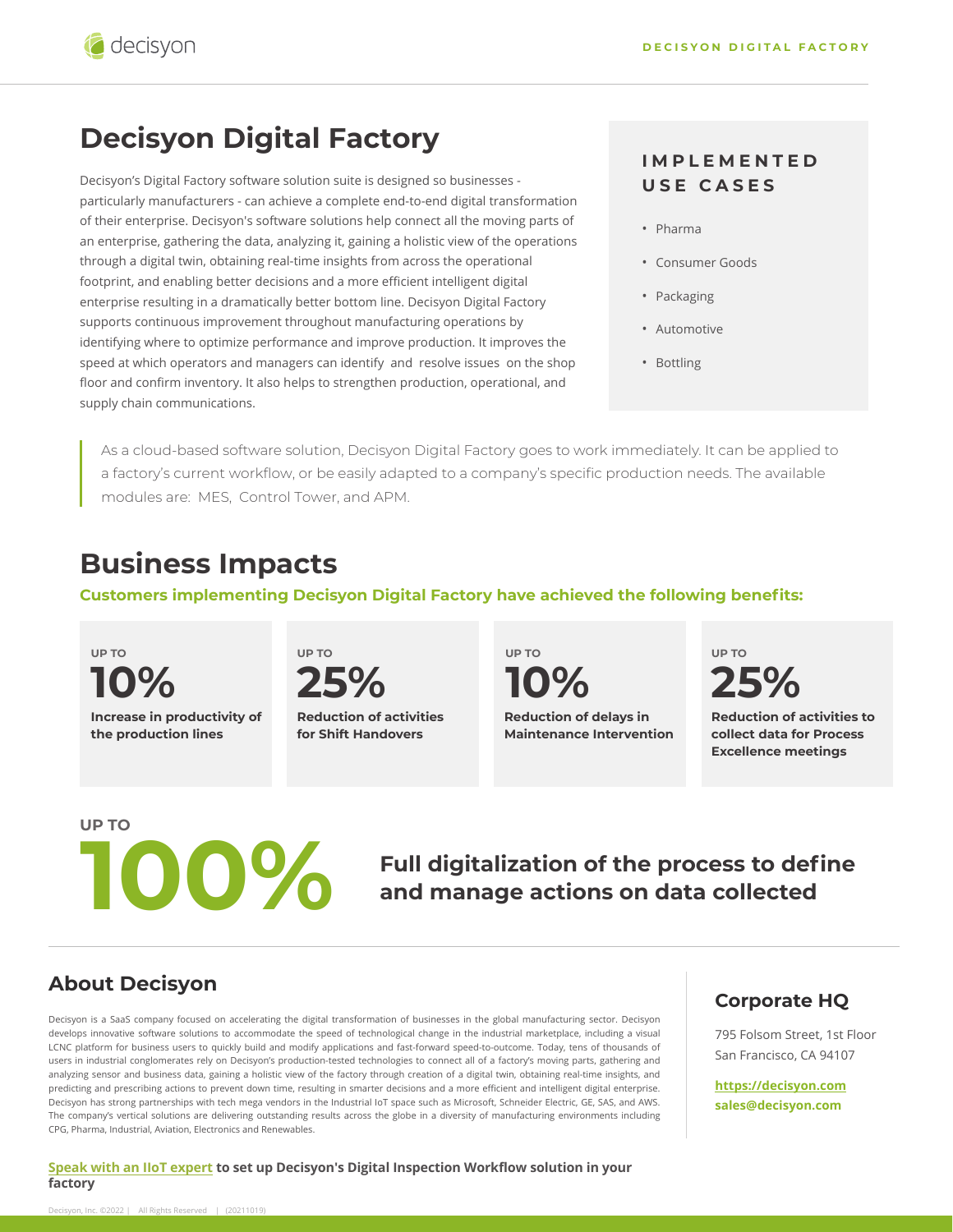# Decisyon Digital Factory

Decisyon's Digital Factory software solution suite is designed so businesses - particularly manufacturers - can achieve a complete end-to-end digital transformation of their enterprise. Decisyon's software solutions help connect all the moving parts of an enterprise, gathering the data, analyzing it, gaining a holistic view of the operations through a digital twin, obtaining real-time insights from across the operational footprint, and enabling better decisions and a more efficient intelligent digital enterprise resulting in a dramatically better bottom line. Decisyon Digital Factory supports continuous improvement throughout manufacturing operations by identifying where to optimize performance and improve production. It improves the speed at which operators and managers can identify and resolve issues on the shop floor and confirm inventory. It also helps to strengthen production, operational, and supply chain communications.

## IMPLEMENTED USE CASES

- Pharma
- Consumer Goods
- Packaging
- Automotive
- Bottling

> As a cloud-based software solution, Decisyon Digital Factory goes to work immediately. It can be applied to a factory's current workflow, or be easily adapted to a company's specific production needs. The available modules are: MES, Control Tower, and APM.

# Business Impacts

**Customers implementing Decisyon Digital Factory have achieved the following benefits:**

UP TO
**10%**
**Increase in productivity of the production lines**

UP TO
**25%**
**Reduction of activities for Shift Handovers**

UP TO
**10%**
**Reduction of delays in Maintenance Intervention**

UP TO
**25%**
**Reduction of activities to collect data for Process Excellence meetings**

UP TO
**100%**
**Full digitalization of the process to define and manage actions on data collected**

## About Decisyon

Decisyon is a SaaS company focused on accelerating the digital transformation of businesses in the global manufacturing sector. Decisyon develops innovative software solutions to accommodate the speed of technological change in the industrial marketplace, including a visual LCNC platform for business users to quickly build and modify applications and fast-forward speed-to-outcome. Today, tens of thousands of users in industrial conglomerates rely on Decisyon's production-tested technologies to connect all of a factory's moving parts, gathering and analyzing sensor and business data, gaining a holistic view of the factory through creation of a digital twin, obtaining real-time insights, and predicting and prescribing actions to prevent down time, resulting in smarter decisions and a more efficient and intelligent digital enterprise. Decisyon has strong partnerships with tech mega vendors in the Industrial IoT space such as Microsoft, Schneider Electric, GE, SAS, and AWS. The company's vertical solutions are delivering outstanding results across the globe in a diversity of manufacturing environments including CPG, Pharma, Industrial, Aviation, Electronics and Renewables.

## Corporate HQ

795 Folsom Street, 1st Floor
San Francisco, CA 94107

**https://decisyon.com**
**sales@decisyon.com**

**Speak with an IIoT expert to set up Decisyon's Digital Inspection Workflow solution in your factory**

Decisyon, Inc. ©2022 | All Rights Reserved | (20211019)